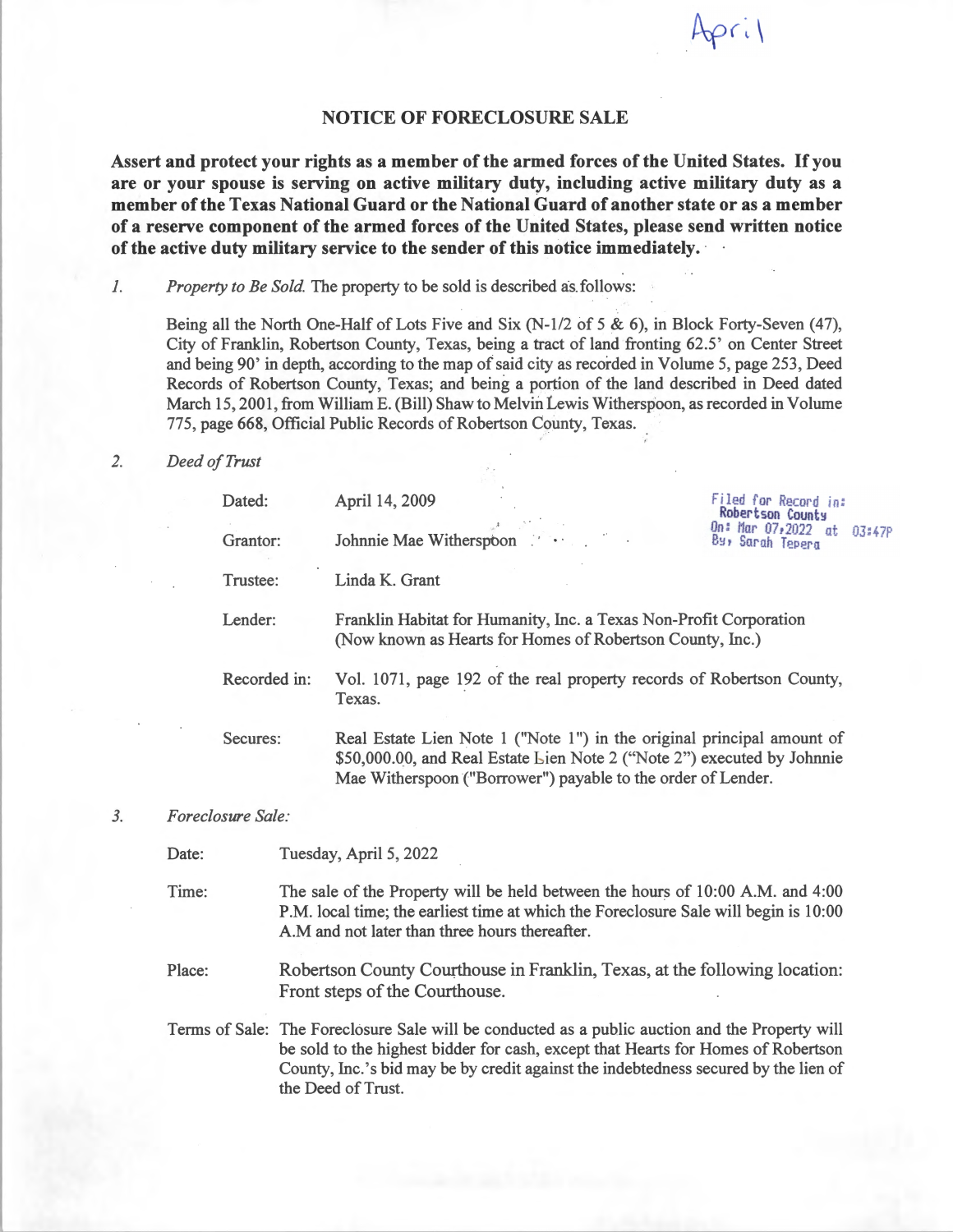April

# NOTICE OF FORECLOSURE SALE

**Assert and protect your rights as a member of the armed forces of the United States. If you are or your spouse is serving on active military duty, including active military duty as a member of the Texas National Guard or the National Guard of another state or as a member of a reserve component of the armed forces of the United States, please send written notice of the active duty military service to the sender of this notice immediately.**

1. *Property to Be Sold.* The property to be sold is described as follows:

   Being all the North One-Half of Lots Five and Six (N-1/2 of 5 & 6), in Block Forty-Seven (47), City of Franklin, Robertson County, Texas, being a tract of land fronting 62.5' on Center Street and being 90' in depth, according to the map of said city as recorded in Volume 5, page 253, Deed Records of Robertson County, Texas; and being a portion of the land described in Deed dated March 15, 2001, from William E. (Bill) Shaw to Melvin Lewis Witherspoon, as recorded in Volume 775, page 668, Official Public Records of Robertson County, Texas.

2. *Deed of Trust*

Filed for Record in: Robertson County
On: Mar 07, 2022 at 03:47P
By, Sarah Tepera

| | |
|---|---|
| Dated: | April 14, 2009 |
| Grantor: | Johnnie Mae Witherspoon |
| Trustee: | Linda K. Grant |
| Lender: | Franklin Habitat for Humanity, Inc. a Texas Non-Profit Corporation (Now known as Hearts for Homes of Robertson County, Inc.) |
| Recorded in: | Vol. 1071, page 192 of the real property records of Robertson County, Texas. |
| Secures: | Real Estate Lien Note 1 ("Note 1") in the original principal amount of $50,000.00, and Real Estate Lien Note 2 ("Note 2") executed by Johnnie Mae Witherspoon ("Borrower") payable to the order of Lender. |

3. *Foreclosure Sale:*

| | |
|---|---|
| Date: | Tuesday, April 5, 2022 |
| Time: | The sale of the Property will be held between the hours of 10:00 A.M. and 4:00 P.M. local time; the earliest time at which the Foreclosure Sale will begin is 10:00 A.M and not later than three hours thereafter. |
| Place: | Robertson County Courthouse in Franklin, Texas, at the following location: Front steps of the Courthouse. |
| Terms of Sale: | The Foreclosure Sale will be conducted as a public auction and the Property will be sold to the highest bidder for cash, except that Hearts for Homes of Robertson County, Inc.'s bid may be by credit against the indebtedness secured by the lien of the Deed of Trust. |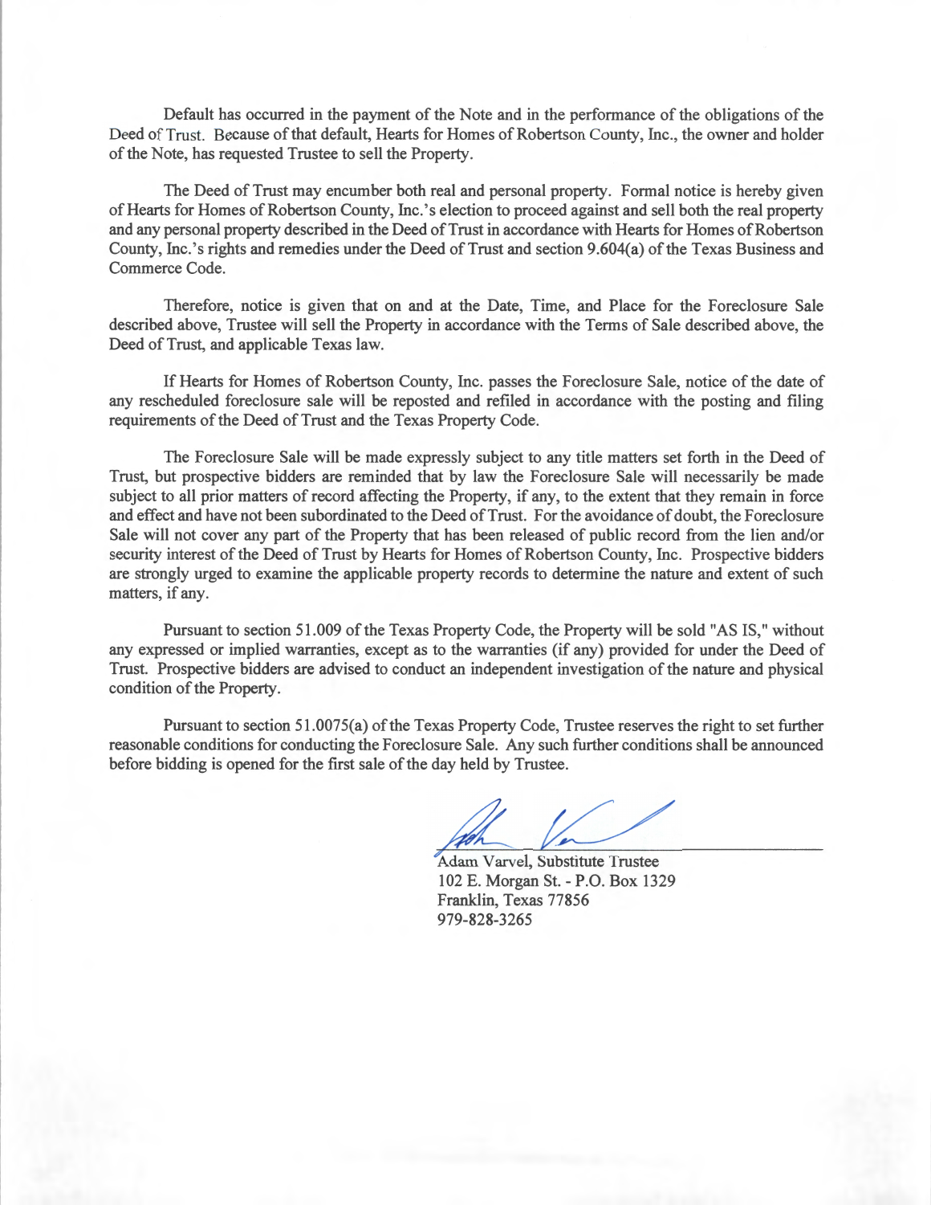Default has occurred in the payment of the Note and in the performance of the obligations of the Deed of Trust. Because of that default, Hearts for Homes of Robertson County, Inc., the owner and holder of the Note, has requested Trustee to sell the Property.

The Deed of Trust may encumber both real and personal property. Formal notice is hereby given of Hearts for Homes of Robertson County, Inc.'s election to proceed against and sell both the real property and any personal property described in the Deed of Trust in accordance with Hearts for Homes of Robertson County, Inc.'s rights and remedies under the Deed of Trust and section 9.604(a) of the Texas Business and Commerce Code.

Therefore, notice is given that on and at the Date, Time, and Place for the Foreclosure Sale described above, Trustee will sell the Property in accordance with the Terms of Sale described above, the Deed of Trust, and applicable Texas law.

If Hearts for Homes of Robertson County, Inc. passes the Foreclosure Sale, notice of the date of any rescheduled foreclosure sale will be reposted and refiled in accordance with the posting and filing requirements of the Deed of Trust and the Texas Property Code.

The Foreclosure Sale will be made expressly subject to any title matters set forth in the Deed of Trust, but prospective bidders are reminded that by law the Foreclosure Sale will necessarily be made subject to all prior matters of record affecting the Property, if any, to the extent that they remain in force and effect and have not been subordinated to the Deed of Trust. For the avoidance of doubt, the Foreclosure Sale will not cover any part of the Property that has been released of public record from the lien and/or security interest of the Deed of Trust by Hearts for Homes of Robertson County, Inc. Prospective bidders are strongly urged to examine the applicable property records to determine the nature and extent of such matters, if any.

Pursuant to section 51.009 of the Texas Property Code, the Property will be sold "AS IS," without any expressed or implied warranties, except as to the warranties (if any) provided for under the Deed of Trust. Prospective bidders are advised to conduct an independent investigation of the nature and physical condition of the Property.

Pursuant to section 51.0075(a) of the Texas Property Code, Trustee reserves the right to set further reasonable conditions for conducting the Foreclosure Sale. Any such further conditions shall be announced before bidding is opened for the first sale of the day held by Trustee.

Adam Varvel, Substitute Trustee
102 E. Morgan St. - P.O. Box 1329
Franklin, Texas 77856
979-828-3265